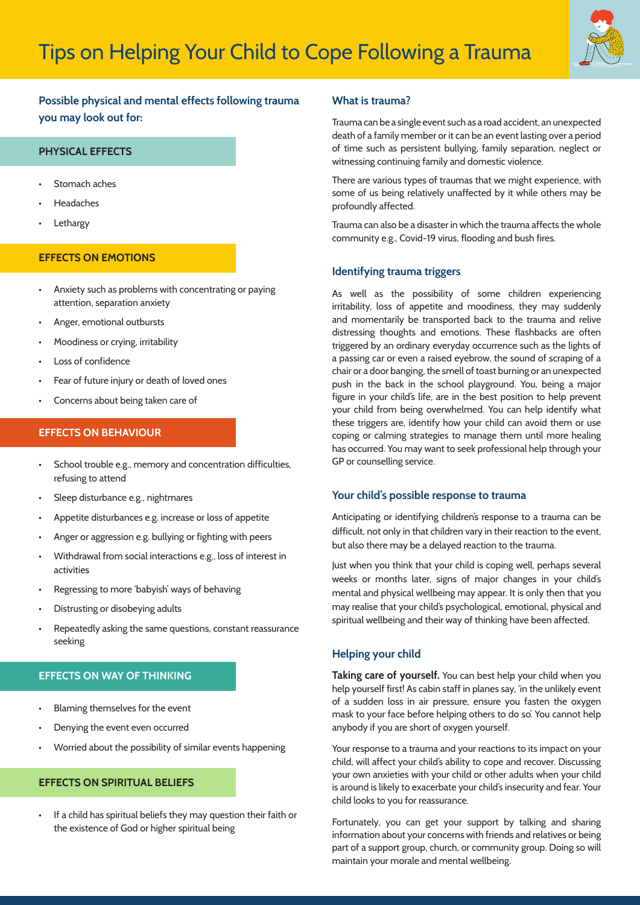# Tips on Helping Your Child to Cope Following a Trauma

## Possible physical and mental effects following trauma you may look out for:

### PHYSICAL EFFECTS

- Stomach aches
- Headaches
- Lethargy

### EFFECTS ON EMOTIONS

- Anxiety such as problems with concentrating or paying attention, separation anxiety
- Anger, emotional outbursts
- Moodiness or crying, irritability
- Loss of confidence
- Fear of future injury or death of loved ones
- Concerns about being taken care of

### EFFECTS ON BEHAVIOUR

- School trouble e.g., memory and concentration difficulties, refusing to attend
- Sleep disturbance e.g., nightmares
- Appetite disturbances e.g. increase or loss of appetite
- Anger or aggression e.g. bullying or fighting with peers
- Withdrawal from social interactions e.g., loss of interest in activities
- Regressing to more 'babyish' ways of behaving
- Distrusting or disobeying adults
- Repeatedly asking the same questions, constant reassurance seeking

### EFFECTS ON WAY OF THINKING

- Blaming themselves for the event
- Denying the event even occurred
- Worried about the possibility of similar events happening

### EFFECTS ON SPIRITUAL BELIEFS

- If a child has spiritual beliefs they may question their faith or the existence of God or higher spiritual being

## What is trauma?

Trauma can be a single event such as a road accident, an unexpected death of a family member or it can be an event lasting over a period of time such as persistent bullying, family separation, neglect or witnessing continuing family and domestic violence.

There are various types of traumas that we might experience, with some of us being relatively unaffected by it while others may be profoundly affected.

Trauma can also be a disaster in which the trauma affects the whole community e.g., Covid-19 virus, flooding and bush fires.

## Identifying trauma triggers

As well as the possibility of some children experiencing irritability, loss of appetite and moodiness, they may suddenly and momentarily be transported back to the trauma and relive distressing thoughts and emotions. These flashbacks are often triggered by an ordinary everyday occurrence such as the lights of a passing car or even a raised eyebrow, the sound of scraping of a chair or a door banging, the smell of toast burning or an unexpected push in the back in the school playground. You, being a major figure in your child's life, are in the best position to help prevent your child from being overwhelmed. You can help identify what these triggers are, identify how your child can avoid them or use coping or calming strategies to manage them until more healing has occurred. You may want to seek professional help through your GP or counselling service.

## Your child's possible response to trauma

Anticipating or identifying children's response to a trauma can be difficult, not only in that children vary in their reaction to the event, but also there may be a delayed reaction to the trauma.

Just when you think that your child is coping well, perhaps several weeks or months later, signs of major changes in your child's mental and physical wellbeing may appear. It is only then that you may realise that your child's psychological, emotional, physical and spiritual wellbeing and their way of thinking have been affected.

## Helping your child

**Taking care of yourself.** You can best help your child when you help yourself first! As cabin staff in planes say, 'in the unlikely event of a sudden loss in air pressure, ensure you fasten the oxygen mask to your face before helping others to do so'. You cannot help anybody if you are short of oxygen yourself.

Your response to a trauma and your reactions to its impact on your child, will affect your child's ability to cope and recover. Discussing your own anxieties with your child or other adults when your child is around is likely to exacerbate your child's insecurity and fear. Your child looks to you for reassurance.

Fortunately, you can get your support by talking and sharing information about your concerns with friends and relatives or being part of a support group, church, or community group. Doing so will maintain your morale and mental wellbeing.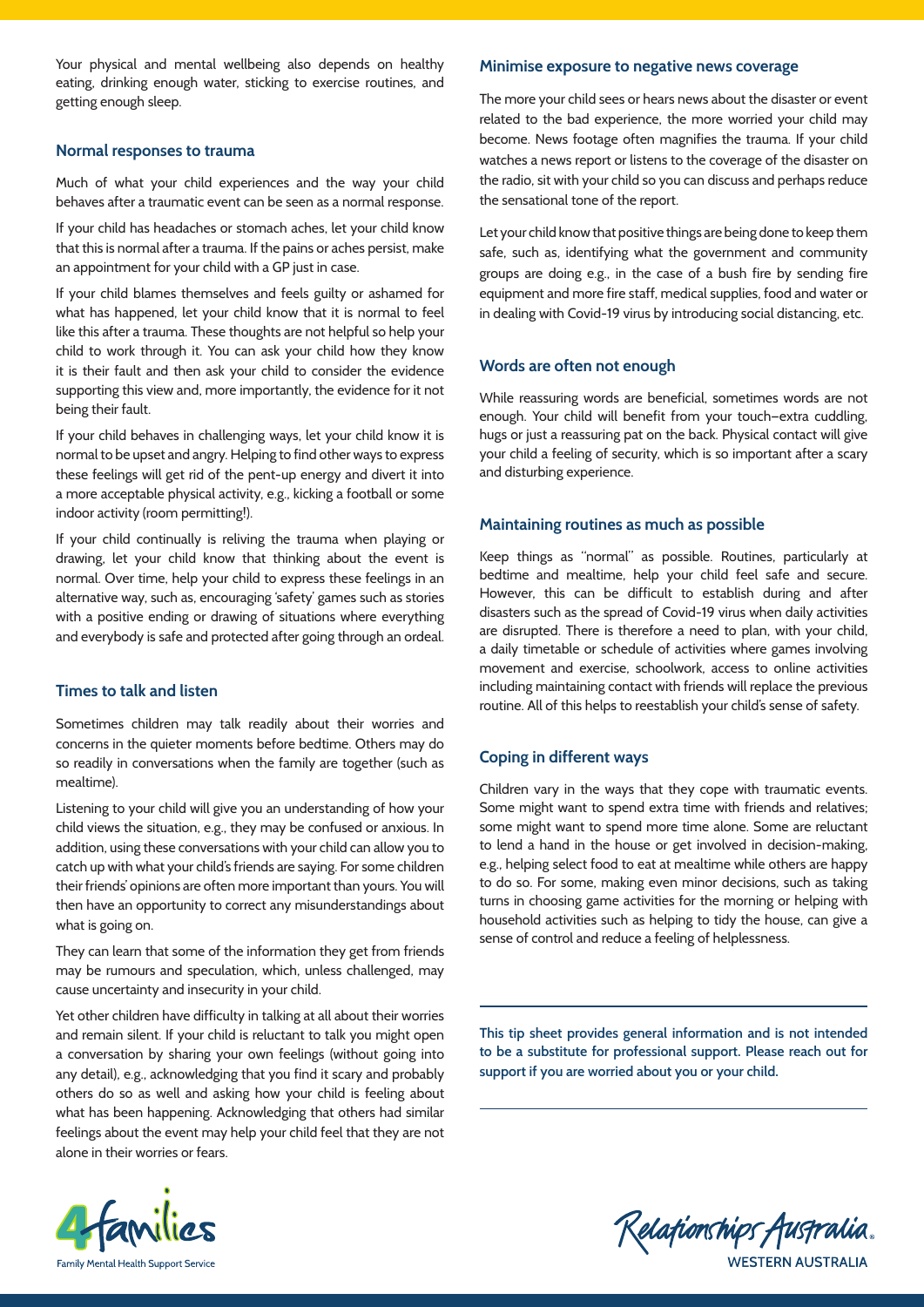Your physical and mental wellbeing also depends on healthy eating, drinking enough water, sticking to exercise routines, and getting enough sleep.

### Normal responses to trauma

Much of what your child experiences and the way your child behaves after a traumatic event can be seen as a normal response.

If your child has headaches or stomach aches, let your child know that this is normal after a trauma. If the pains or aches persist, make an appointment for your child with a GP just in case.

If your child blames themselves and feels guilty or ashamed for what has happened, let your child know that it is normal to feel like this after a trauma. These thoughts are not helpful so help your child to work through it. You can ask your child how they know it is their fault and then ask your child to consider the evidence supporting this view and, more importantly, the evidence for it not being their fault.

If your child behaves in challenging ways, let your child know it is normal to be upset and angry. Helping to find other ways to express these feelings will get rid of the pent-up energy and divert it into a more acceptable physical activity, e.g., kicking a football or some indoor activity (room permitting!).

If your child continually is reliving the trauma when playing or drawing, let your child know that thinking about the event is normal. Over time, help your child to express these feelings in an alternative way, such as, encouraging 'safety' games such as stories with a positive ending or drawing of situations where everything and everybody is safe and protected after going through an ordeal.

### Times to talk and listen

Sometimes children may talk readily about their worries and concerns in the quieter moments before bedtime. Others may do so readily in conversations when the family are together (such as mealtime).

Listening to your child will give you an understanding of how your child views the situation, e.g., they may be confused or anxious. In addition, using these conversations with your child can allow you to catch up with what your child's friends are saying. For some children their friends' opinions are often more important than yours. You will then have an opportunity to correct any misunderstandings about what is going on.

They can learn that some of the information they get from friends may be rumours and speculation, which, unless challenged, may cause uncertainty and insecurity in your child.

Yet other children have difficulty in talking at all about their worries and remain silent. If your child is reluctant to talk you might open a conversation by sharing your own feelings (without going into any detail), e.g., acknowledging that you find it scary and probably others do so as well and asking how your child is feeling about what has been happening. Acknowledging that others had similar feelings about the event may help your child feel that they are not alone in their worries or fears.

### Minimise exposure to negative news coverage

The more your child sees or hears news about the disaster or event related to the bad experience, the more worried your child may become. News footage often magnifies the trauma. If your child watches a news report or listens to the coverage of the disaster on the radio, sit with your child so you can discuss and perhaps reduce the sensational tone of the report.

Let your child know that positive things are being done to keep them safe, such as, identifying what the government and community groups are doing e.g., in the case of a bush fire by sending fire equipment and more fire staff, medical supplies, food and water or in dealing with Covid-19 virus by introducing social distancing, etc.

### Words are often not enough

While reassuring words are beneficial, sometimes words are not enough. Your child will benefit from your touch–extra cuddling, hugs or just a reassuring pat on the back. Physical contact will give your child a feeling of security, which is so important after a scary and disturbing experience.

### Maintaining routines as much as possible

Keep things as "normal" as possible. Routines, particularly at bedtime and mealtime, help your child feel safe and secure. However, this can be difficult to establish during and after disasters such as the spread of Covid-19 virus when daily activities are disrupted. There is therefore a need to plan, with your child, a daily timetable or schedule of activities where games involving movement and exercise, schoolwork, access to online activities including maintaining contact with friends will replace the previous routine. All of this helps to reestablish your child's sense of safety.

### Coping in different ways

Children vary in the ways that they cope with traumatic events. Some might want to spend extra time with friends and relatives; some might want to spend more time alone. Some are reluctant to lend a hand in the house or get involved in decision-making, e.g., helping select food to eat at mealtime while others are happy to do so. For some, making even minor decisions, such as taking turns in choosing game activities for the morning or helping with household activities such as helping to tidy the house, can give a sense of control and reduce a feeling of helplessness.

---

**This tip sheet provides general information and is not intended to be a substitute for professional support. Please reach out for support if you are worried about you or your child.**

---

4families
Family Mental Health Support Service

Relationships Australia
WESTERN AUSTRALIA